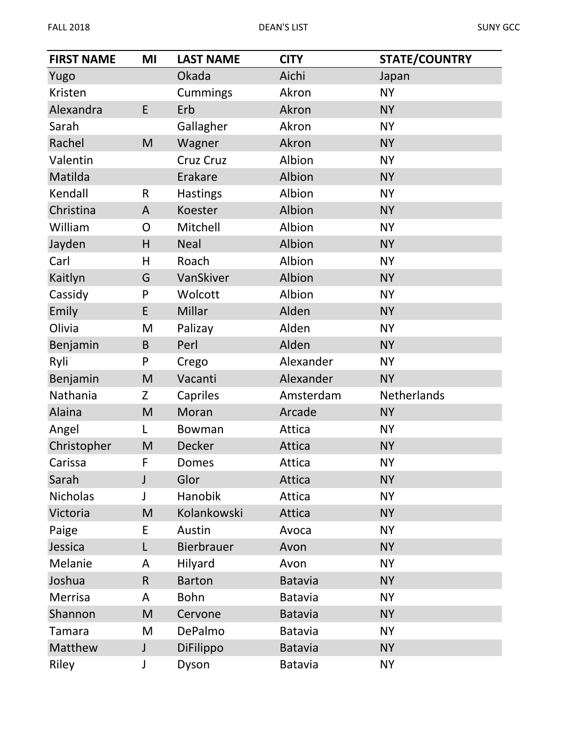| FIRST NAME | MI | LAST NAME | CITY | STATE/COUNTRY |
|---|---|---|---|---|
| Yugo | | Okada | Aichi | Japan |
| Kristen | | Cummings | Akron | NY |
| Alexandra | E | Erb | Akron | NY |
| Sarah | | Gallagher | Akron | NY |
| Rachel | M | Wagner | Akron | NY |
| Valentin | | Cruz Cruz | Albion | NY |
| Matilda | | Erakare | Albion | NY |
| Kendall | R | Hastings | Albion | NY |
| Christina | A | Koester | Albion | NY |
| William | O | Mitchell | Albion | NY |
| Jayden | H | Neal | Albion | NY |
| Carl | H | Roach | Albion | NY |
| Kaitlyn | G | VanSkiver | Albion | NY |
| Cassidy | P | Wolcott | Albion | NY |
| Emily | E | Millar | Alden | NY |
| Olivia | M | Palizay | Alden | NY |
| Benjamin | B | Perl | Alden | NY |
| Ryli | P | Crego | Alexander | NY |
| Benjamin | M | Vacanti | Alexander | NY |
| Nathania | Z | Capriles | Amsterdam | Netherlands |
| Alaina | M | Moran | Arcade | NY |
| Angel | L | Bowman | Attica | NY |
| Christopher | M | Decker | Attica | NY |
| Carissa | F | Domes | Attica | NY |
| Sarah | J | Glor | Attica | NY |
| Nicholas | J | Hanobik | Attica | NY |
| Victoria | M | Kolankowski | Attica | NY |
| Paige | E | Austin | Avoca | NY |
| Jessica | L | Bierbrauer | Avon | NY |
| Melanie | A | Hilyard | Avon | NY |
| Joshua | R | Barton | Batavia | NY |
| Merrisa | A | Bohn | Batavia | NY |
| Shannon | M | Cervone | Batavia | NY |
| Tamara | M | DePalmo | Batavia | NY |
| Matthew | J | DiFilippo | Batavia | NY |
| Riley | J | Dyson | Batavia | NY |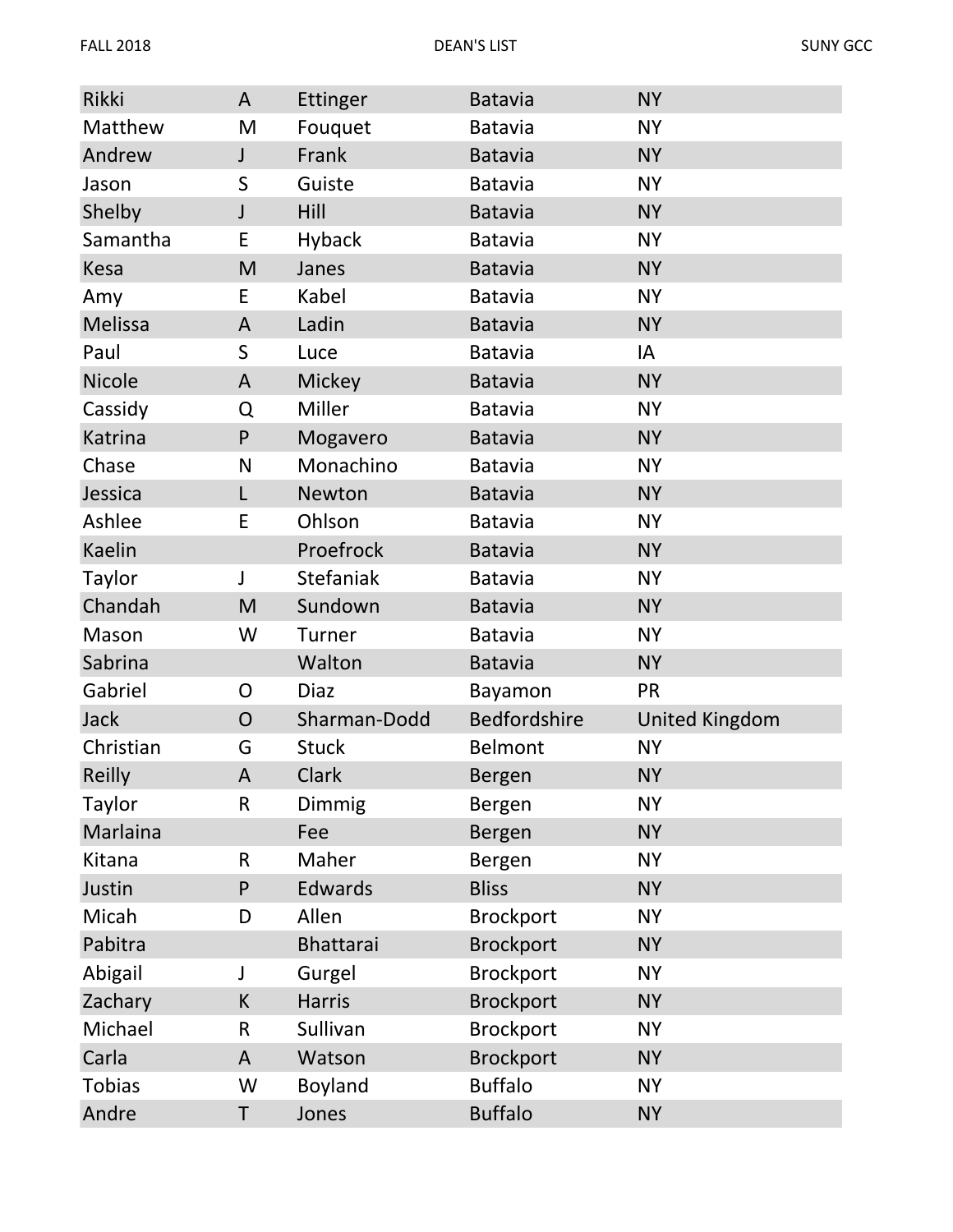| | | | | |
|---|---|---|---|---|
| Rikki | A | Ettinger | Batavia | NY |
| Matthew | M | Fouquet | Batavia | NY |
| Andrew | J | Frank | Batavia | NY |
| Jason | S | Guiste | Batavia | NY |
| Shelby | J | Hill | Batavia | NY |
| Samantha | E | Hyback | Batavia | NY |
| Kesa | M | Janes | Batavia | NY |
| Amy | E | Kabel | Batavia | NY |
| Melissa | A | Ladin | Batavia | NY |
| Paul | S | Luce | Batavia | IA |
| Nicole | A | Mickey | Batavia | NY |
| Cassidy | Q | Miller | Batavia | NY |
| Katrina | P | Mogavero | Batavia | NY |
| Chase | N | Monachino | Batavia | NY |
| Jessica | L | Newton | Batavia | NY |
| Ashlee | E | Ohlson | Batavia | NY |
| Kaelin | | Proefrock | Batavia | NY |
| Taylor | J | Stefaniak | Batavia | NY |
| Chandah | M | Sundown | Batavia | NY |
| Mason | W | Turner | Batavia | NY |
| Sabrina | | Walton | Batavia | NY |
| Gabriel | O | Diaz | Bayamon | PR |
| Jack | O | Sharman-Dodd | Bedfordshire | United Kingdom |
| Christian | G | Stuck | Belmont | NY |
| Reilly | A | Clark | Bergen | NY |
| Taylor | R | Dimmig | Bergen | NY |
| Marlaina | | Fee | Bergen | NY |
| Kitana | R | Maher | Bergen | NY |
| Justin | P | Edwards | Bliss | NY |
| Micah | D | Allen | Brockport | NY |
| Pabitra | | Bhattarai | Brockport | NY |
| Abigail | J | Gurgel | Brockport | NY |
| Zachary | K | Harris | Brockport | NY |
| Michael | R | Sullivan | Brockport | NY |
| Carla | A | Watson | Brockport | NY |
| Tobias | W | Boyland | Buffalo | NY |
| Andre | T | Jones | Buffalo | NY |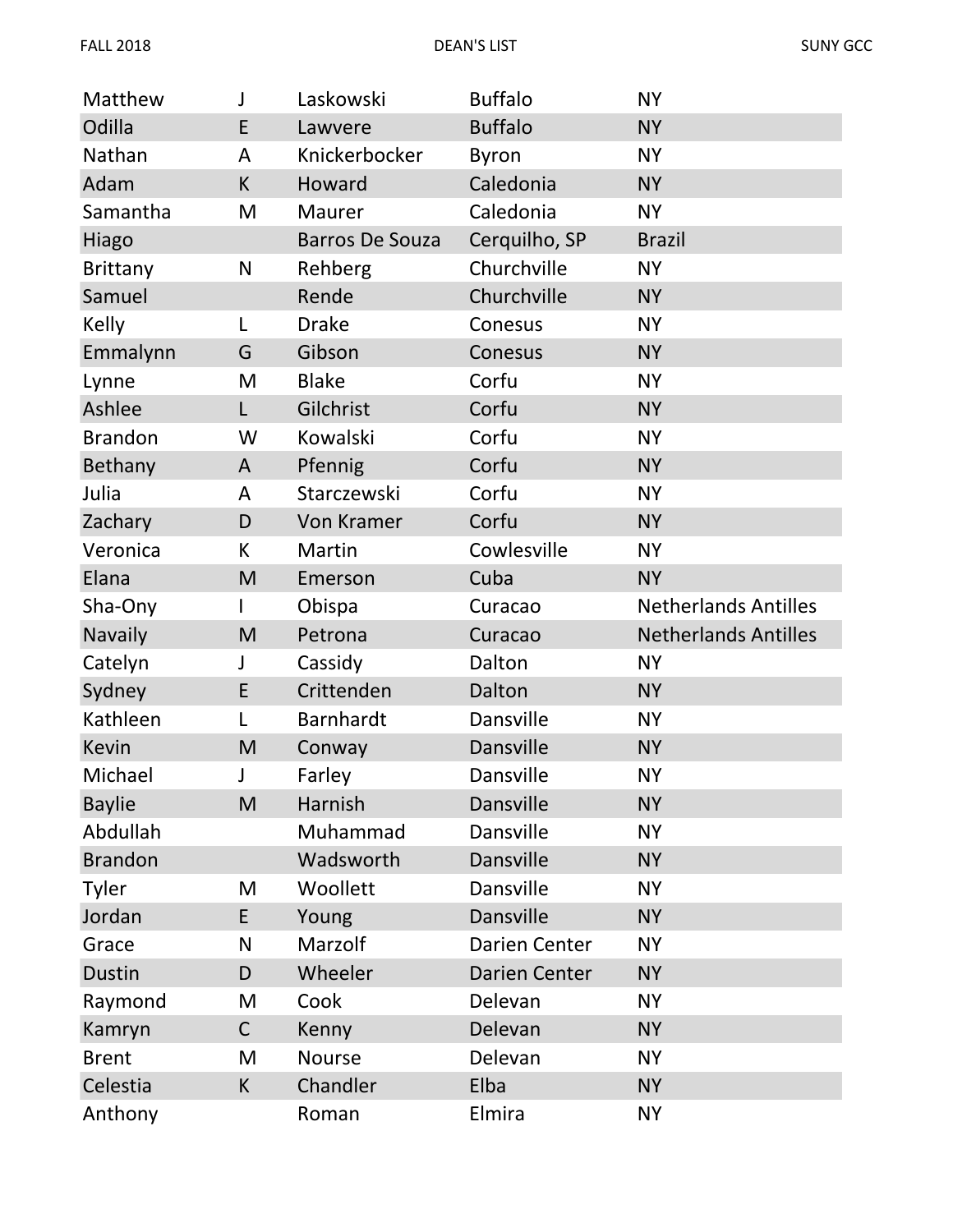| | | | | |
|---|---|---|---|---|
| Matthew | J | Laskowski | Buffalo | NY |
| Odilla | E | Lawvere | Buffalo | NY |
| Nathan | A | Knickerbocker | Byron | NY |
| Adam | K | Howard | Caledonia | NY |
| Samantha | M | Maurer | Caledonia | NY |
| Hiago | | Barros De Souza | Cerquilho, SP | Brazil |
| Brittany | N | Rehberg | Churchville | NY |
| Samuel | | Rende | Churchville | NY |
| Kelly | L | Drake | Conesus | NY |
| Emmalynn | G | Gibson | Conesus | NY |
| Lynne | M | Blake | Corfu | NY |
| Ashlee | L | Gilchrist | Corfu | NY |
| Brandon | W | Kowalski | Corfu | NY |
| Bethany | A | Pfennig | Corfu | NY |
| Julia | A | Starczewski | Corfu | NY |
| Zachary | D | Von Kramer | Corfu | NY |
| Veronica | K | Martin | Cowlesville | NY |
| Elana | M | Emerson | Cuba | NY |
| Sha-Ony | I | Obispa | Curacao | Netherlands Antilles |
| Navaily | M | Petrona | Curacao | Netherlands Antilles |
| Catelyn | J | Cassidy | Dalton | NY |
| Sydney | E | Crittenden | Dalton | NY |
| Kathleen | L | Barnhardt | Dansville | NY |
| Kevin | M | Conway | Dansville | NY |
| Michael | J | Farley | Dansville | NY |
| Baylie | M | Harnish | Dansville | NY |
| Abdullah | | Muhammad | Dansville | NY |
| Brandon | | Wadsworth | Dansville | NY |
| Tyler | M | Woollett | Dansville | NY |
| Jordan | E | Young | Dansville | NY |
| Grace | N | Marzolf | Darien Center | NY |
| Dustin | D | Wheeler | Darien Center | NY |
| Raymond | M | Cook | Delevan | NY |
| Kamryn | C | Kenny | Delevan | NY |
| Brent | M | Nourse | Delevan | NY |
| Celestia | K | Chandler | Elba | NY |
| Anthony | | Roman | Elmira | NY |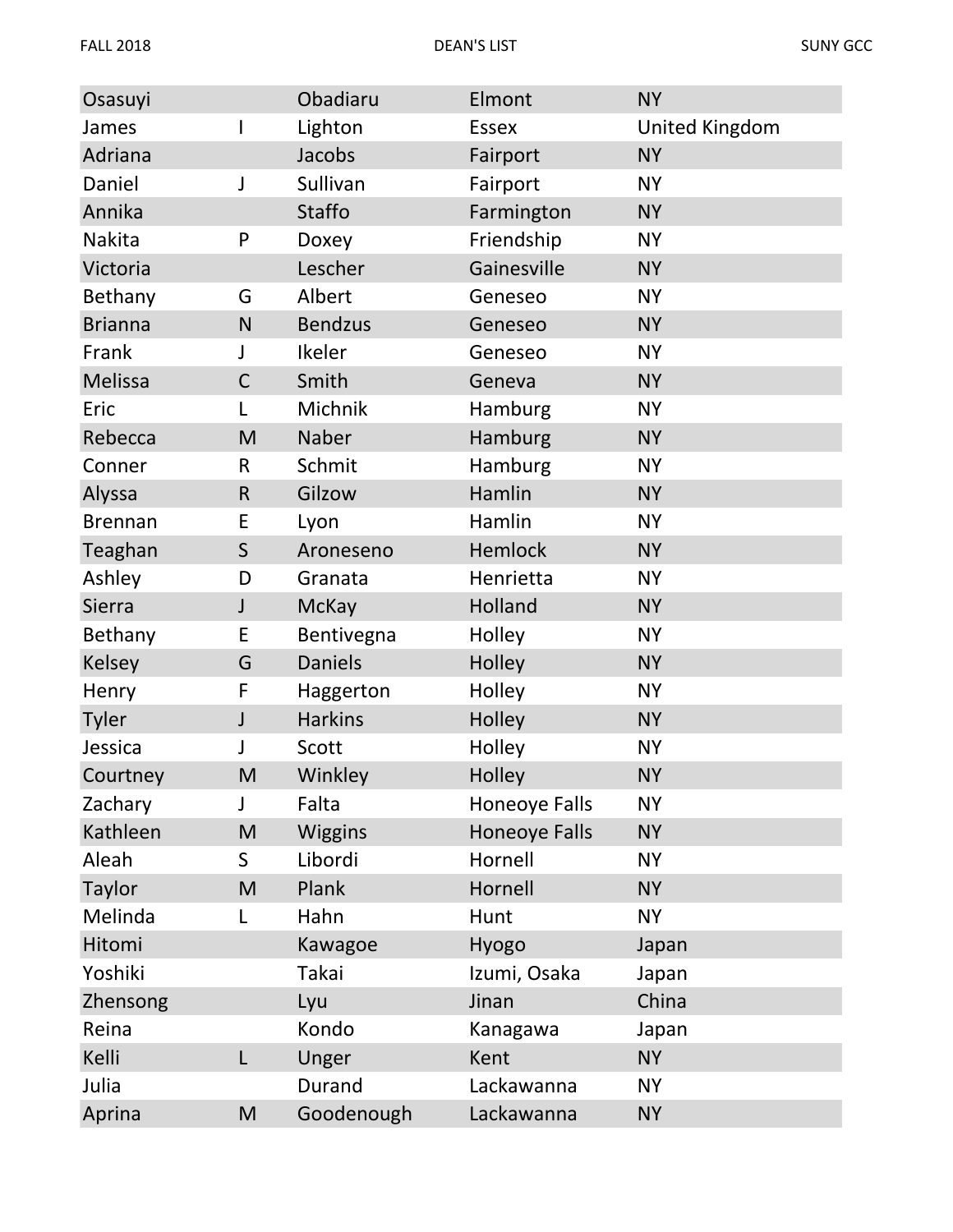| | | | | |
|---|---|---|---|---|
| Osasuyi | | Obadiaru | Elmont | NY |
| James | I | Lighton | Essex | United Kingdom |
| Adriana | | Jacobs | Fairport | NY |
| Daniel | J | Sullivan | Fairport | NY |
| Annika | | Staffo | Farmington | NY |
| Nakita | P | Doxey | Friendship | NY |
| Victoria | | Lescher | Gainesville | NY |
| Bethany | G | Albert | Geneseo | NY |
| Brianna | N | Bendzus | Geneseo | NY |
| Frank | J | Ikeler | Geneseo | NY |
| Melissa | C | Smith | Geneva | NY |
| Eric | L | Michnik | Hamburg | NY |
| Rebecca | M | Naber | Hamburg | NY |
| Conner | R | Schmit | Hamburg | NY |
| Alyssa | R | Gilzow | Hamlin | NY |
| Brennan | E | Lyon | Hamlin | NY |
| Teaghan | S | Aroneseno | Hemlock | NY |
| Ashley | D | Granata | Henrietta | NY |
| Sierra | J | McKay | Holland | NY |
| Bethany | E | Bentivegna | Holley | NY |
| Kelsey | G | Daniels | Holley | NY |
| Henry | F | Haggerton | Holley | NY |
| Tyler | J | Harkins | Holley | NY |
| Jessica | J | Scott | Holley | NY |
| Courtney | M | Winkley | Holley | NY |
| Zachary | J | Falta | Honeoye Falls | NY |
| Kathleen | M | Wiggins | Honeoye Falls | NY |
| Aleah | S | Libordi | Hornell | NY |
| Taylor | M | Plank | Hornell | NY |
| Melinda | L | Hahn | Hunt | NY |
| Hitomi | | Kawagoe | Hyogo | Japan |
| Yoshiki | | Takai | Izumi, Osaka | Japan |
| Zhensong | | Lyu | Jinan | China |
| Reina | | Kondo | Kanagawa | Japan |
| Kelli | L | Unger | Kent | NY |
| Julia | | Durand | Lackawanna | NY |
| Aprina | M | Goodenough | Lackawanna | NY |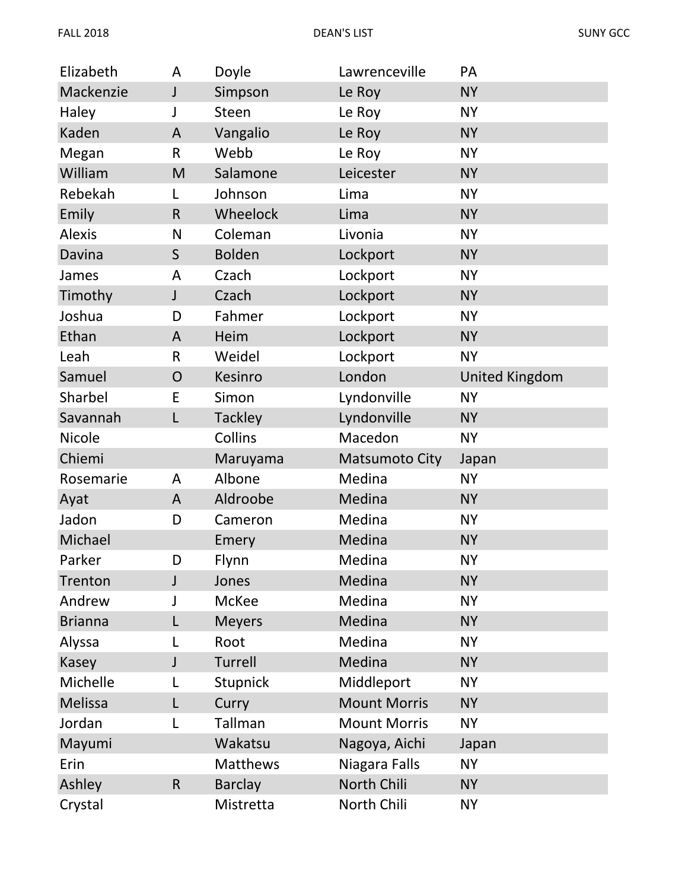| | | | | |
|---|---|---|---|---|
| Elizabeth | A | Doyle | Lawrenceville | PA |
| Mackenzie | J | Simpson | Le Roy | NY |
| Haley | J | Steen | Le Roy | NY |
| Kaden | A | Vangalio | Le Roy | NY |
| Megan | R | Webb | Le Roy | NY |
| William | M | Salamone | Leicester | NY |
| Rebekah | L | Johnson | Lima | NY |
| Emily | R | Wheelock | Lima | NY |
| Alexis | N | Coleman | Livonia | NY |
| Davina | S | Bolden | Lockport | NY |
| James | A | Czach | Lockport | NY |
| Timothy | J | Czach | Lockport | NY |
| Joshua | D | Fahmer | Lockport | NY |
| Ethan | A | Heim | Lockport | NY |
| Leah | R | Weidel | Lockport | NY |
| Samuel | O | Kesinro | London | United Kingdom |
| Sharbel | E | Simon | Lyndonville | NY |
| Savannah | L | Tackley | Lyndonville | NY |
| Nicole | | Collins | Macedon | NY |
| Chiemi | | Maruyama | Matsumoto City | Japan |
| Rosemarie | A | Albone | Medina | NY |
| Ayat | A | Aldroobe | Medina | NY |
| Jadon | D | Cameron | Medina | NY |
| Michael | | Emery | Medina | NY |
| Parker | D | Flynn | Medina | NY |
| Trenton | J | Jones | Medina | NY |
| Andrew | J | McKee | Medina | NY |
| Brianna | L | Meyers | Medina | NY |
| Alyssa | L | Root | Medina | NY |
| Kasey | J | Turrell | Medina | NY |
| Michelle | L | Stupnick | Middleport | NY |
| Melissa | L | Curry | Mount Morris | NY |
| Jordan | L | Tallman | Mount Morris | NY |
| Mayumi | | Wakatsu | Nagoya, Aichi | Japan |
| Erin | | Matthews | Niagara Falls | NY |
| Ashley | R | Barclay | North Chili | NY |
| Crystal | | Mistretta | North Chili | NY |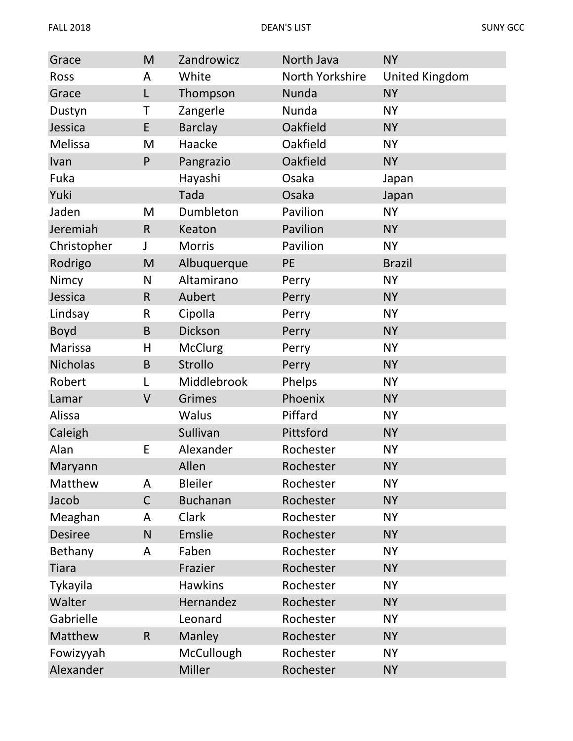| | | | | |
|---|---|---|---|---|
| Grace | M | Zandrowicz | North Java | NY |
| Ross | A | White | North Yorkshire | United Kingdom |
| Grace | L | Thompson | Nunda | NY |
| Dustyn | T | Zangerle | Nunda | NY |
| Jessica | E | Barclay | Oakfield | NY |
| Melissa | M | Haacke | Oakfield | NY |
| Ivan | P | Pangrazio | Oakfield | NY |
| Fuka | | Hayashi | Osaka | Japan |
| Yuki | | Tada | Osaka | Japan |
| Jaden | M | Dumbleton | Pavilion | NY |
| Jeremiah | R | Keaton | Pavilion | NY |
| Christopher | J | Morris | Pavilion | NY |
| Rodrigo | M | Albuquerque | PE | Brazil |
| Nimcy | N | Altamirano | Perry | NY |
| Jessica | R | Aubert | Perry | NY |
| Lindsay | R | Cipolla | Perry | NY |
| Boyd | B | Dickson | Perry | NY |
| Marissa | H | McClurg | Perry | NY |
| Nicholas | B | Strollo | Perry | NY |
| Robert | L | Middlebrook | Phelps | NY |
| Lamar | V | Grimes | Phoenix | NY |
| Alissa | | Walus | Piffard | NY |
| Caleigh | | Sullivan | Pittsford | NY |
| Alan | E | Alexander | Rochester | NY |
| Maryann | | Allen | Rochester | NY |
| Matthew | A | Bleiler | Rochester | NY |
| Jacob | C | Buchanan | Rochester | NY |
| Meaghan | A | Clark | Rochester | NY |
| Desiree | N | Emslie | Rochester | NY |
| Bethany | A | Faben | Rochester | NY |
| Tiara | | Frazier | Rochester | NY |
| Tykayila | | Hawkins | Rochester | NY |
| Walter | | Hernandez | Rochester | NY |
| Gabrielle | | Leonard | Rochester | NY |
| Matthew | R | Manley | Rochester | NY |
| Fowizyyah | | McCullough | Rochester | NY |
| Alexander | | Miller | Rochester | NY |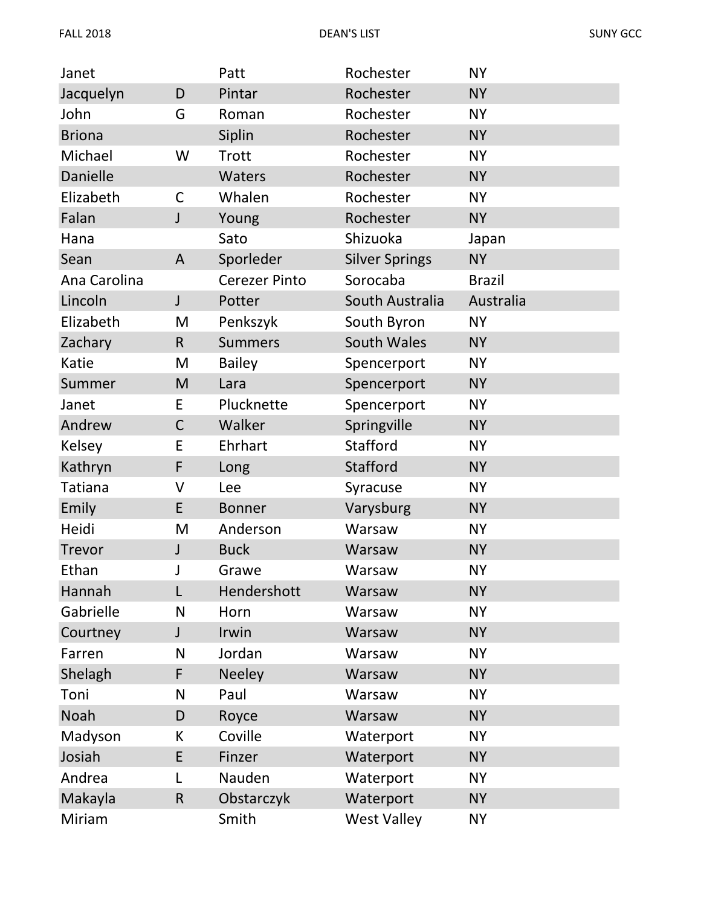| | | | | |
|---|---|---|---|---|
| Janet | | Patt | Rochester | NY |
| Jacquelyn | D | Pintar | Rochester | NY |
| John | G | Roman | Rochester | NY |
| Briona | | Siplin | Rochester | NY |
| Michael | W | Trott | Rochester | NY |
| Danielle | | Waters | Rochester | NY |
| Elizabeth | C | Whalen | Rochester | NY |
| Falan | J | Young | Rochester | NY |
| Hana | | Sato | Shizuoka | Japan |
| Sean | A | Sporleder | Silver Springs | NY |
| Ana Carolina | | Cerezer Pinto | Sorocaba | Brazil |
| Lincoln | J | Potter | South Australia | Australia |
| Elizabeth | M | Penkszyk | South Byron | NY |
| Zachary | R | Summers | South Wales | NY |
| Katie | M | Bailey | Spencerport | NY |
| Summer | M | Lara | Spencerport | NY |
| Janet | E | Plucknette | Spencerport | NY |
| Andrew | C | Walker | Springville | NY |
| Kelsey | E | Ehrhart | Stafford | NY |
| Kathryn | F | Long | Stafford | NY |
| Tatiana | V | Lee | Syracuse | NY |
| Emily | E | Bonner | Varysburg | NY |
| Heidi | M | Anderson | Warsaw | NY |
| Trevor | J | Buck | Warsaw | NY |
| Ethan | J | Grawe | Warsaw | NY |
| Hannah | L | Hendershott | Warsaw | NY |
| Gabrielle | N | Horn | Warsaw | NY |
| Courtney | J | Irwin | Warsaw | NY |
| Farren | N | Jordan | Warsaw | NY |
| Shelagh | F | Neeley | Warsaw | NY |
| Toni | N | Paul | Warsaw | NY |
| Noah | D | Royce | Warsaw | NY |
| Madyson | K | Coville | Waterport | NY |
| Josiah | E | Finzer | Waterport | NY |
| Andrea | L | Nauden | Waterport | NY |
| Makayla | R | Obstarczyk | Waterport | NY |
| Miriam | | Smith | West Valley | NY |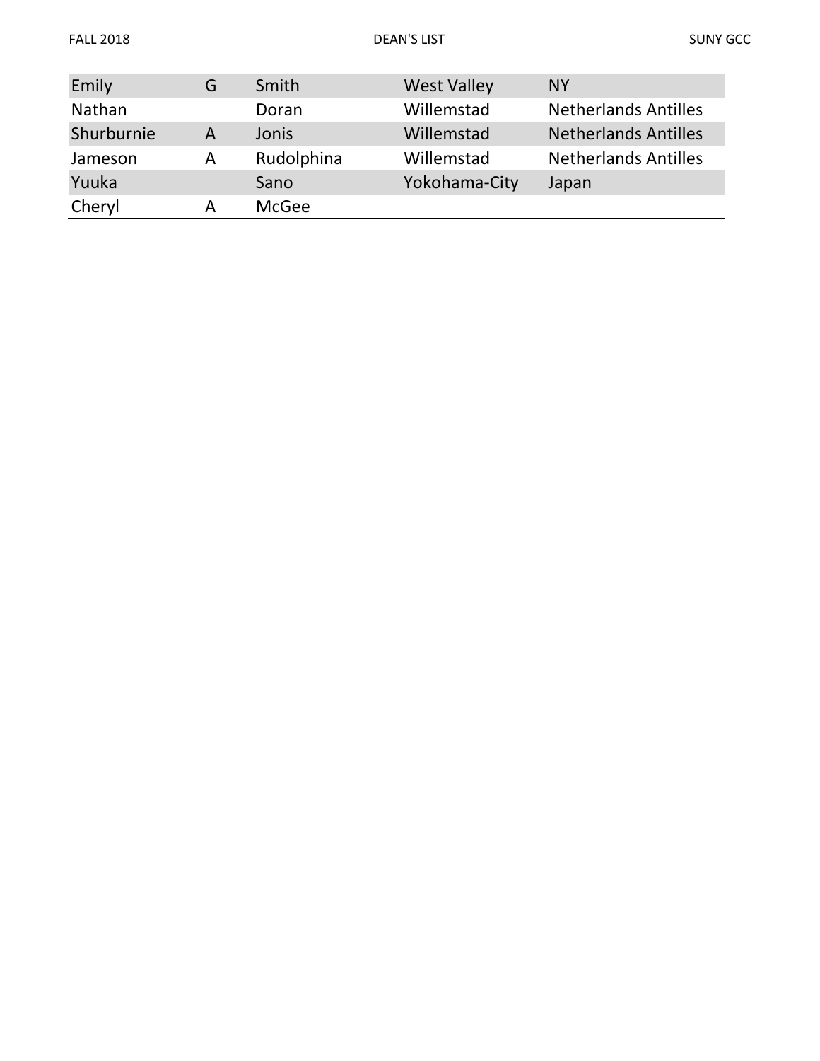| | | | | |
|---|---|---|---|---|
| Emily | G | Smith | West Valley | NY |
| Nathan | | Doran | Willemstad | Netherlands Antilles |
| Shurburnie | A | Jonis | Willemstad | Netherlands Antilles |
| Jameson | A | Rudolphina | Willemstad | Netherlands Antilles |
| Yuuka | | Sano | Yokohama-City | Japan |
| Cheryl | A | McGee | | |